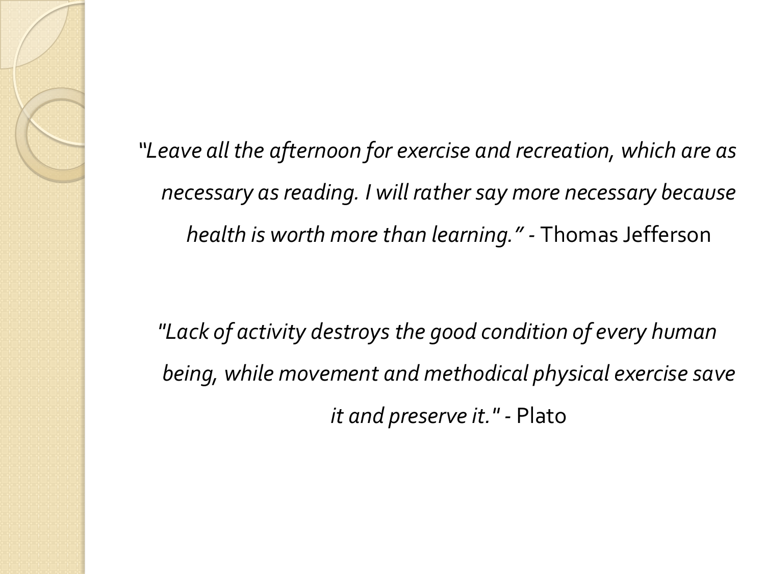*"Leave all the afternoon for exercise and recreation, which are as necessary as reading. I will rather say more necessary because health is worth more than learning."* - Thomas Jefferson

*"Lack of activity destroys the good condition of every human being, while movement and methodical physical exercise save it and preserve it."* - Plato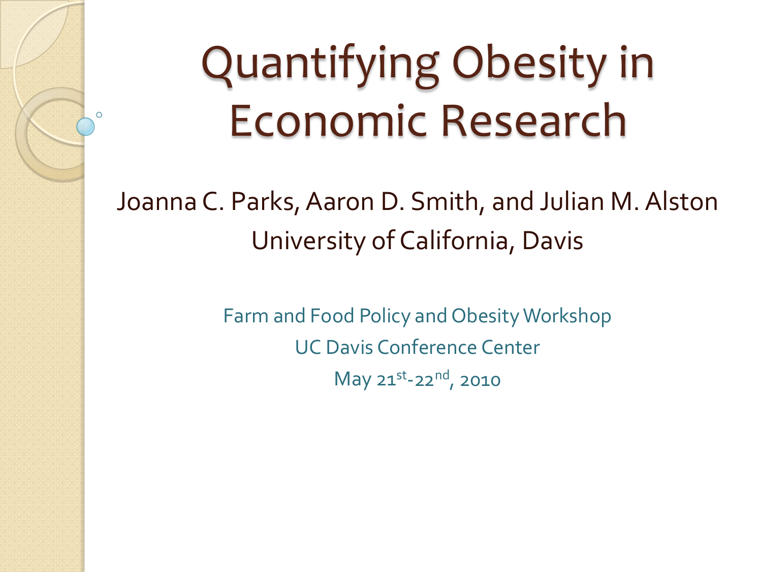# Quantifying Obesity in Economic Research

Joanna C. Parks, Aaron D. Smith, and Julian M. Alston

University of California, Davis

Farm and Food Policy and Obesity Workshop

UC Davis Conference Center

May 21st-22nd, 2010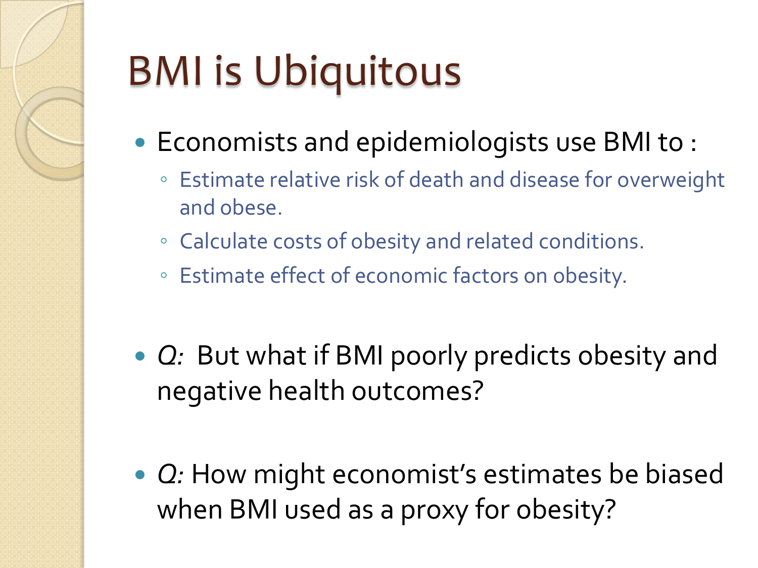# BMI is Ubiquitous

- Economists and epidemiologists use BMI to :
  - Estimate relative risk of death and disease for overweight and obese.
  - Calculate costs of obesity and related conditions.
  - Estimate effect of economic factors on obesity.

- *Q:* But what if BMI poorly predicts obesity and negative health outcomes?

- *Q:* How might economist's estimates be biased when BMI used as a proxy for obesity?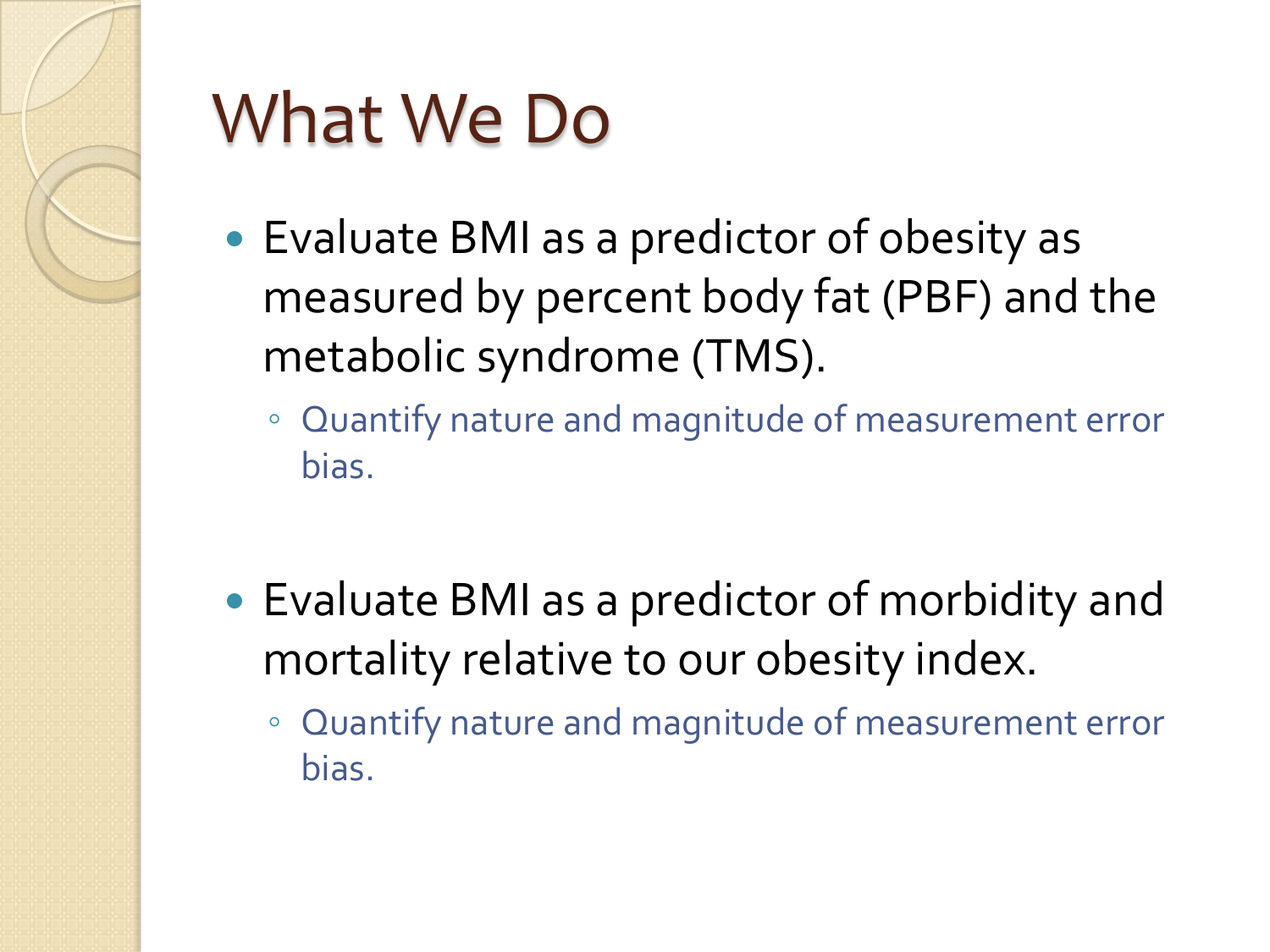# What We Do

- Evaluate BMI as a predictor of obesity as measured by percent body fat (PBF) and the metabolic syndrome (TMS).
  - Quantify nature and magnitude of measurement error bias.

- Evaluate BMI as a predictor of morbidity and mortality relative to our obesity index.
  - Quantify nature and magnitude of measurement error bias.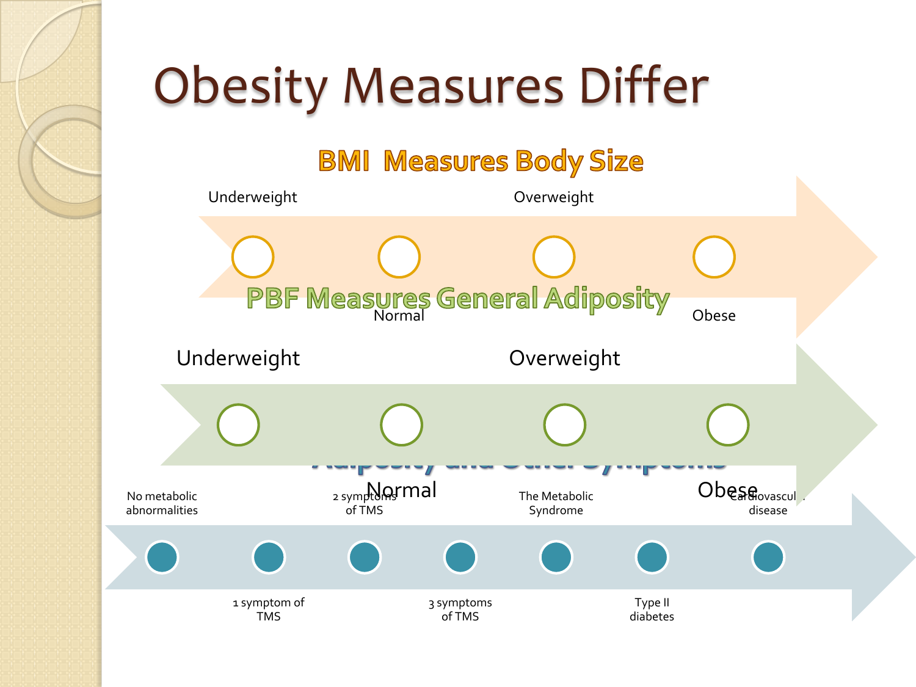# Obesity Measures Differ

## BMI Measures Body Size

Underweight — Normal — Overweight — Obese

## PBF Measures General Adiposity

Underweight — Normal — Overweight — Obese

## Adiposity and Other Symptoms

No metabolic abnormalities — 1 symptom of TMS — 2 symptoms of TMS — 3 symptoms of TMS — The Metabolic Syndrome — Type II diabetes — Cardiovascular disease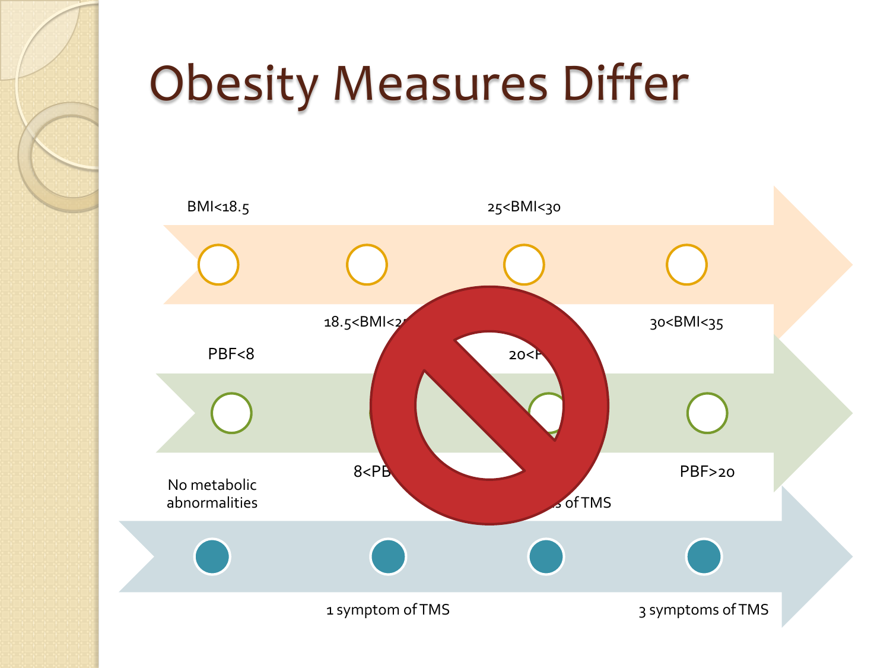# Obesity Measures Differ

BMI<18.5

25<BMI<30

18.5<BMI<2

30<BMI<35

PBF<8

20<F

8<PB

PBF>20

No metabolic abnormalities

of TMS

1 symptom of TMS

3 symptoms of TMS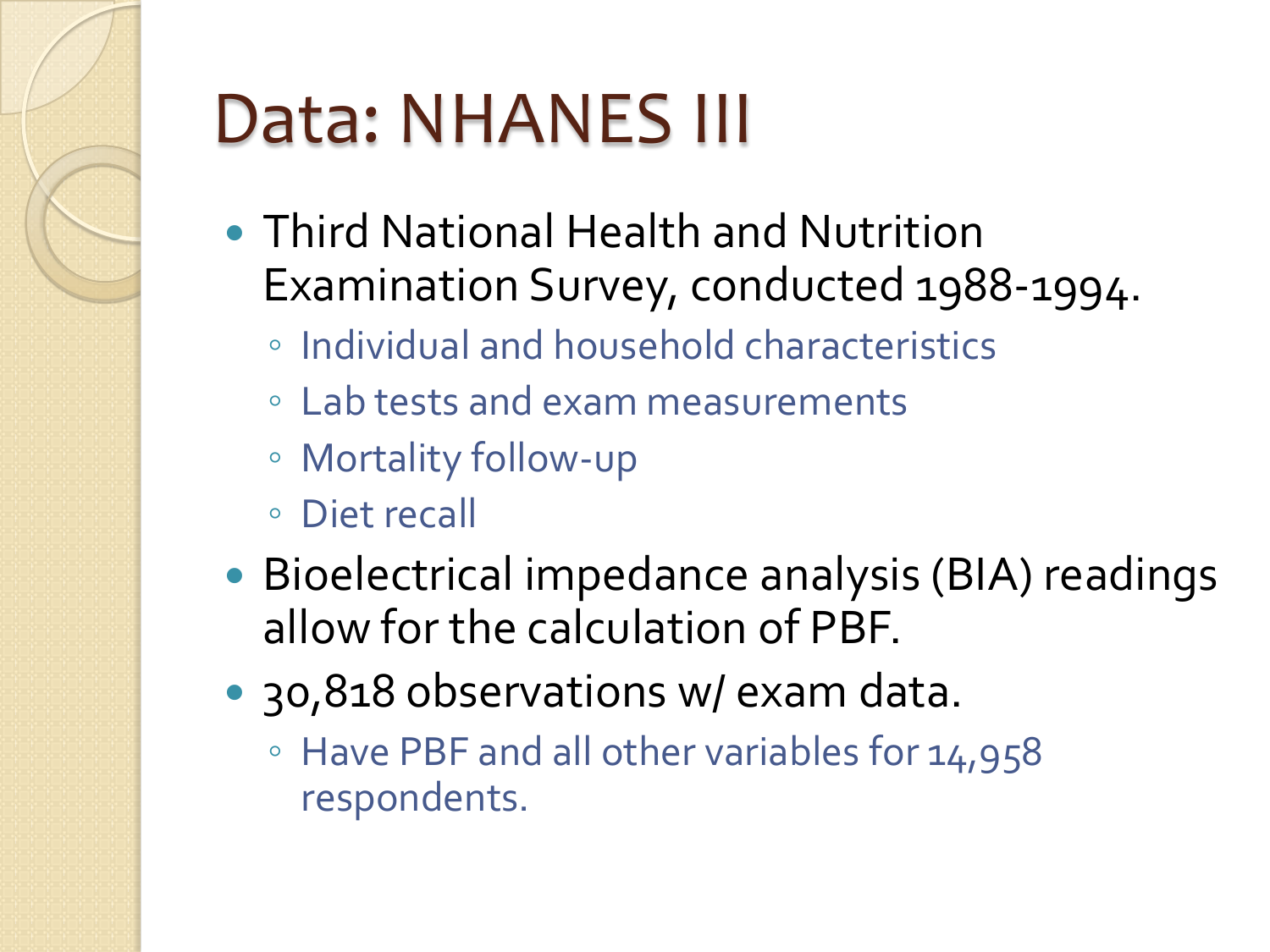# Data: NHANES III

- Third National Health and Nutrition Examination Survey, conducted 1988-1994.
  - Individual and household characteristics
  - Lab tests and exam measurements
  - Mortality follow-up
  - Diet recall
- Bioelectrical impedance analysis (BIA) readings allow for the calculation of PBF.
- 30,818 observations w/ exam data.
  - Have PBF and all other variables for 14,958 respondents.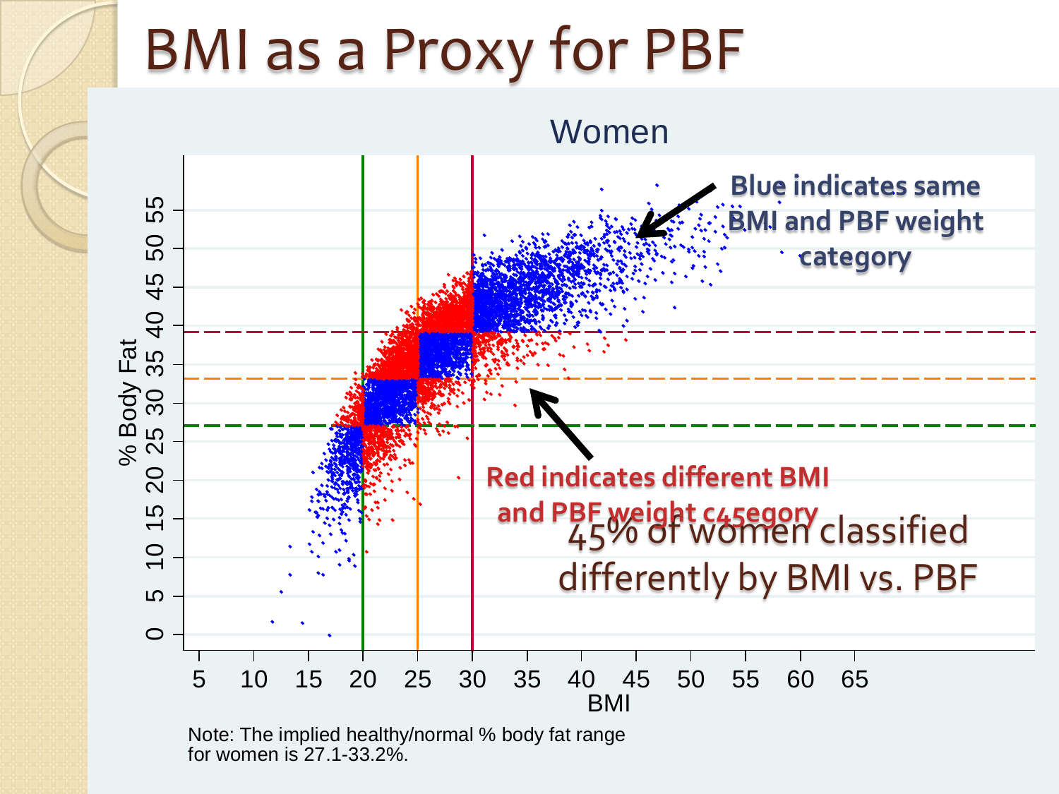# BMI as a Proxy for PBF

Women

Blue indicates same BMI and PBF weight category

Red indicates different BMI and PBF weight category

45% of women classified differently by BMI vs. PBF

Note: The implied healthy/normal % body fat range for women is 27.1-33.2%.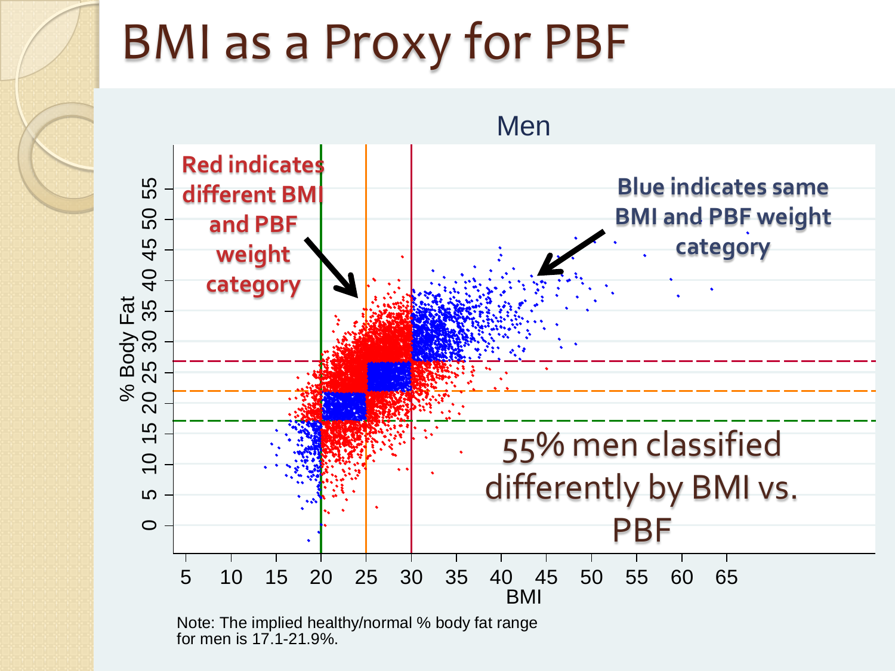# BMI as a Proxy for PBF

Men

Red indicates different BMI and PBF weight category

Blue indicates same BMI and PBF weight category

55% men classified differently by BMI vs. PBF

% Body Fat

BMI

Note: The implied healthy/normal % body fat range for men is 17.1-21.9%.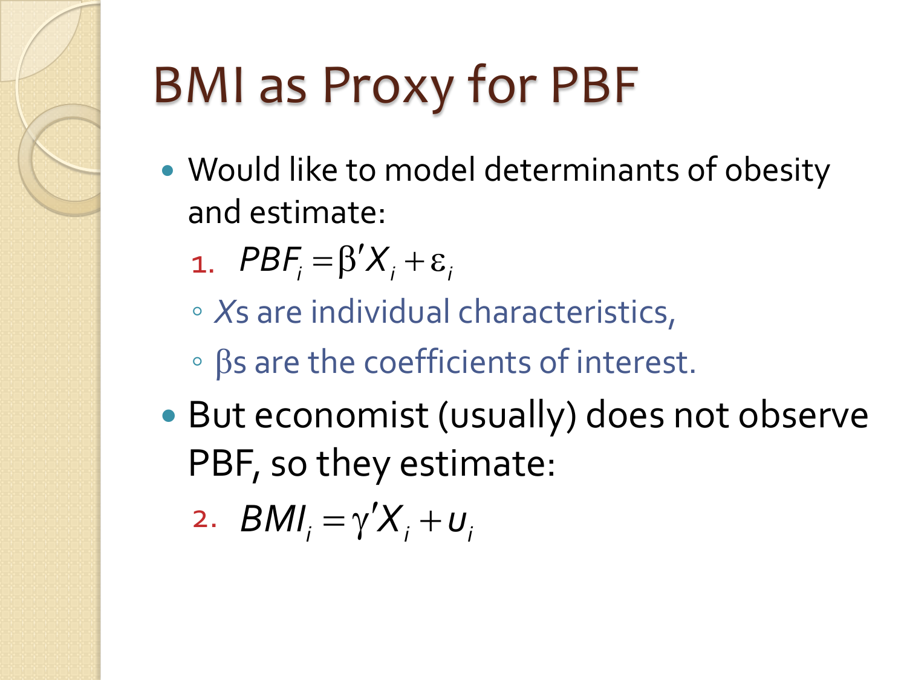# BMI as Proxy for PBF

- Would like to model determinants of obesity and estimate:
  1. $PBF_i = \beta' X_i + \varepsilon_i$
     - $X$s are individual characteristics,
     - $\beta$s are the coefficients of interest.
- But economist (usually) does not observe PBF, so they estimate:
  2. $BMI_i = \gamma' X_i + u_i$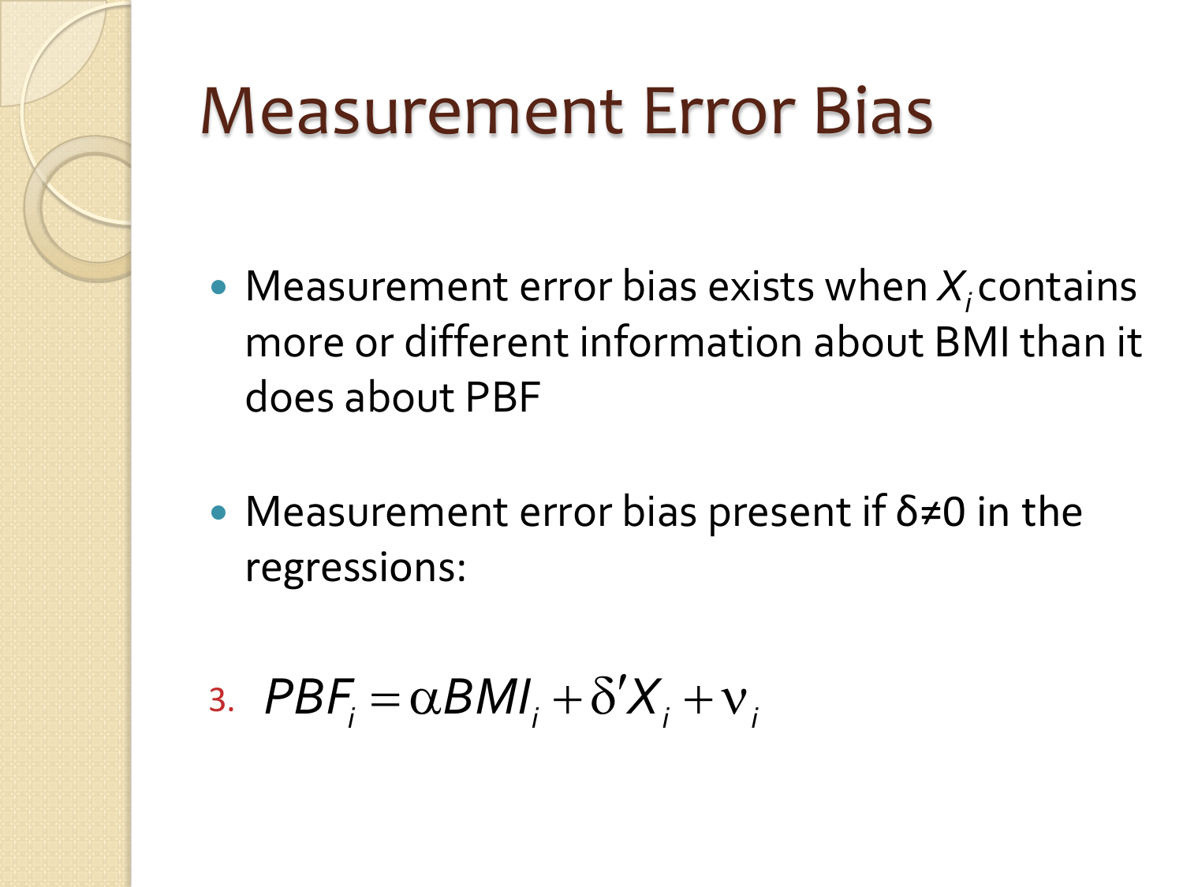# Measurement Error Bias

- Measurement error bias exists when $X_i$ contains more or different information about BMI than it does about PBF
- Measurement error bias present if $\delta \neq 0$ in the regressions:

3. $$PBF_i = \alpha BMI_i + \delta' X_i + \nu_i$$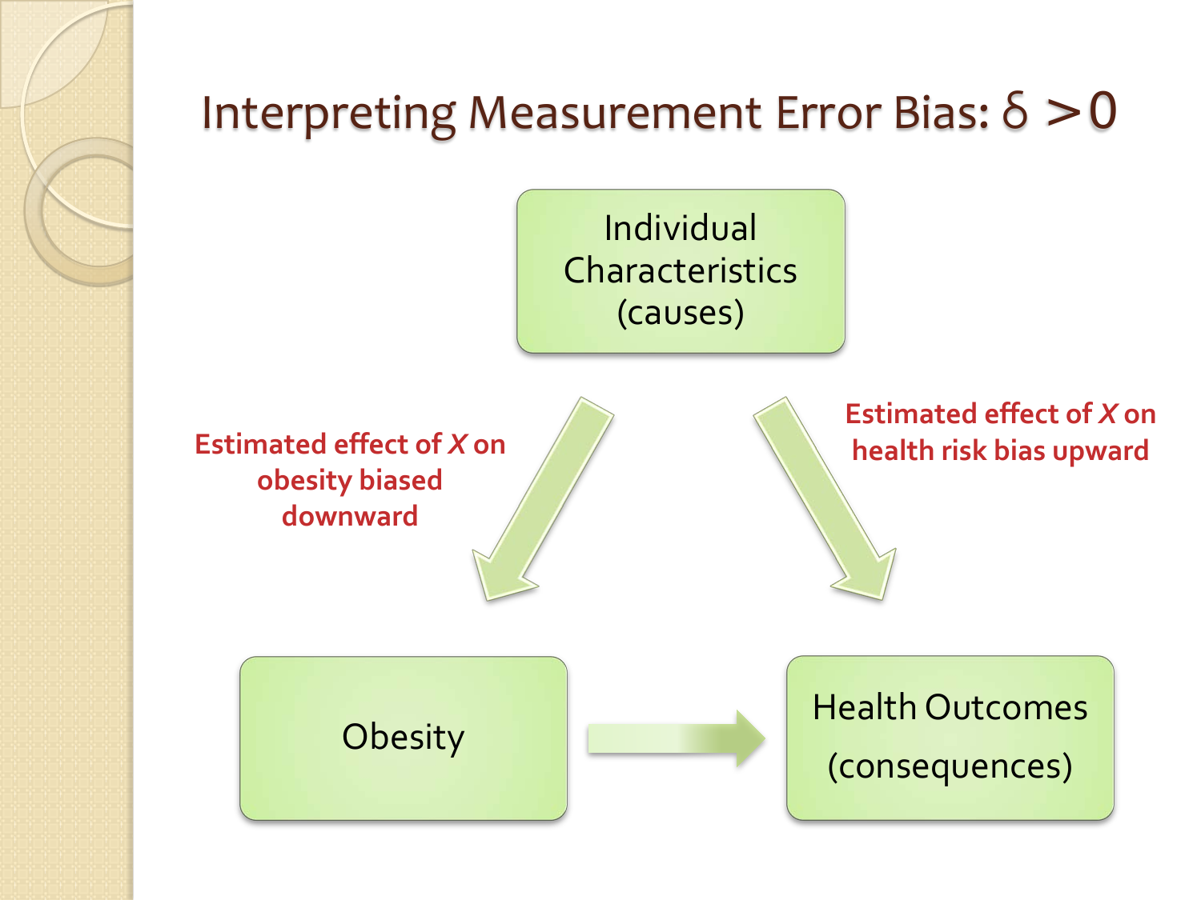# Interpreting Measurement Error Bias: $\delta > 0$

Individual Characteristics (causes)

Estimated effect of $X$ on obesity biased downward

Estimated effect of $X$ on health risk bias upward

Obesity

Health Outcomes (consequences)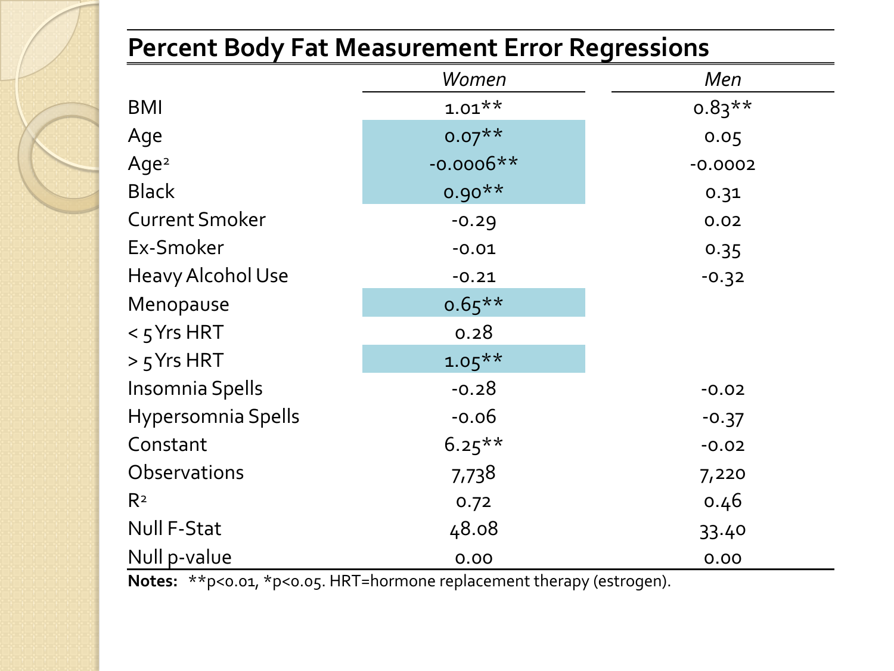## Percent Body Fat Measurement Error Regressions

| | *Women* | *Men* |
|---|---|---|
| BMI | 1.01** | 0.83** |
| Age | 0.07** | 0.05 |
| $Age^2$ | -0.0006** | -0.0002 |
| Black | 0.90** | 0.31 |
| Current Smoker | -0.29 | 0.02 |
| Ex-Smoker | -0.01 | 0.35 |
| Heavy Alcohol Use | -0.21 | -0.32 |
| Menopause | 0.65** | |
| < 5 Yrs HRT | 0.28 | |
| > 5 Yrs HRT | 1.05** | |
| Insomnia Spells | -0.28 | -0.02 |
| Hypersomnia Spells | -0.06 | -0.37 |
| Constant | 6.25** | -0.02 |
| Observations | 7,738 | 7,220 |
| $R^2$ | 0.72 | 0.46 |
| Null F-Stat | 48.08 | 33.40 |
| Null p-value | 0.00 | 0.00 |

**Notes:** **$p<0.01$, *$p<0.05$. HRT=hormone replacement therapy (estrogen).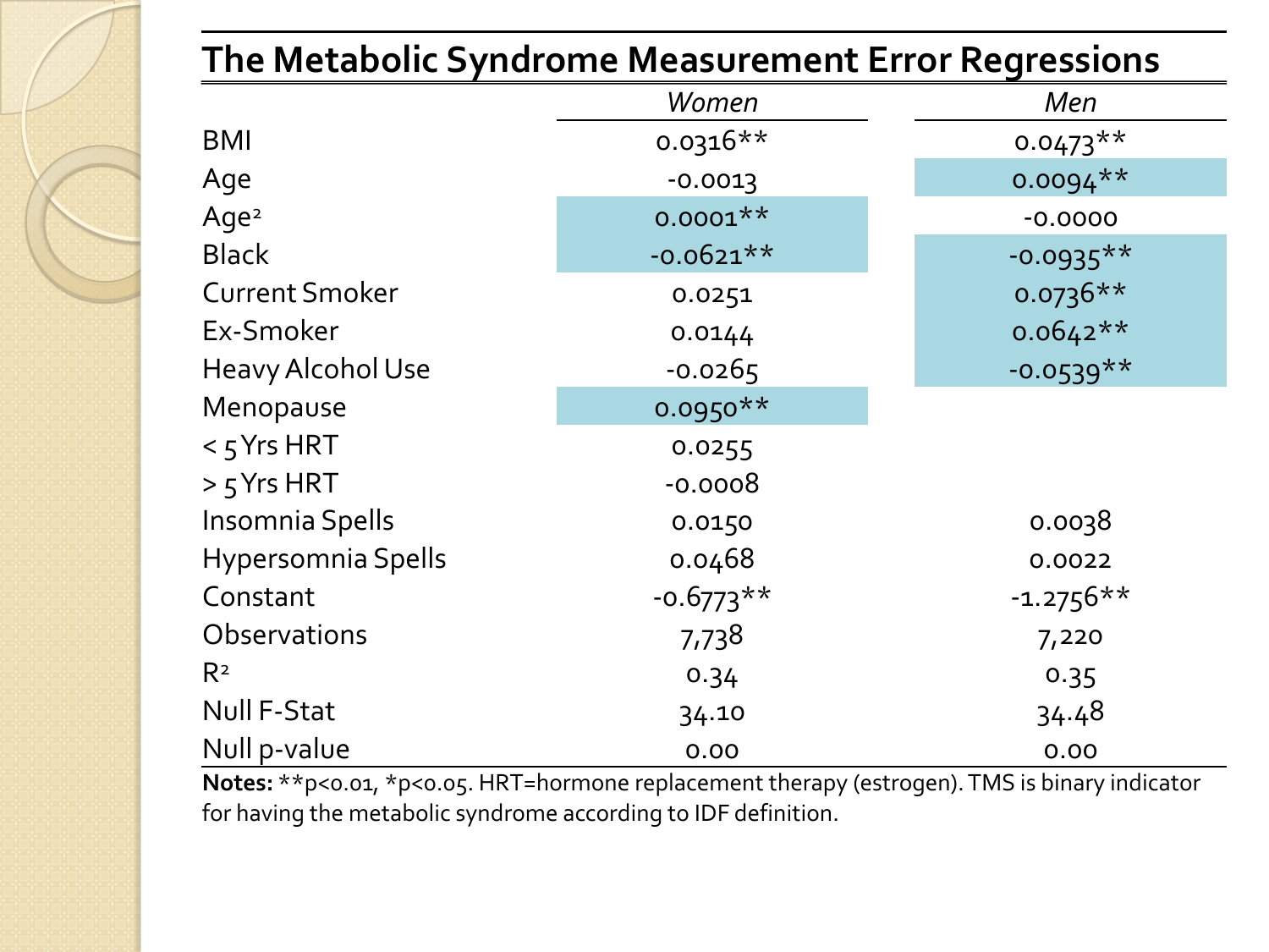# The Metabolic Syndrome Measurement Error Regressions

| | *Women* | *Men* |
|---|---|---|
| BMI | 0.0316** | 0.0473** |
| Age | -0.0013 | 0.0094** |
| Age$^2$ | 0.0001** | -0.0000 |
| Black | -0.0621** | -0.0935** |
| Current Smoker | 0.0251 | 0.0736** |
| Ex-Smoker | 0.0144 | 0.0642** |
| Heavy Alcohol Use | -0.0265 | -0.0539** |
| Menopause | 0.0950** | |
| < 5 Yrs HRT | 0.0255 | |
| > 5 Yrs HRT | -0.0008 | |
| Insomnia Spells | 0.0150 | 0.0038 |
| Hypersomnia Spells | 0.0468 | 0.0022 |
| Constant | -0.6773** | -1.2756** |
| Observations | 7,738 | 7,220 |
| $R^2$ | 0.34 | 0.35 |
| Null F-Stat | 34.10 | 34.48 |
| Null p-value | 0.00 | 0.00 |

**Notes:** **p<0.01, *p<0.05. HRT=hormone replacement therapy (estrogen). TMS is binary indicator for having the metabolic syndrome according to IDF definition.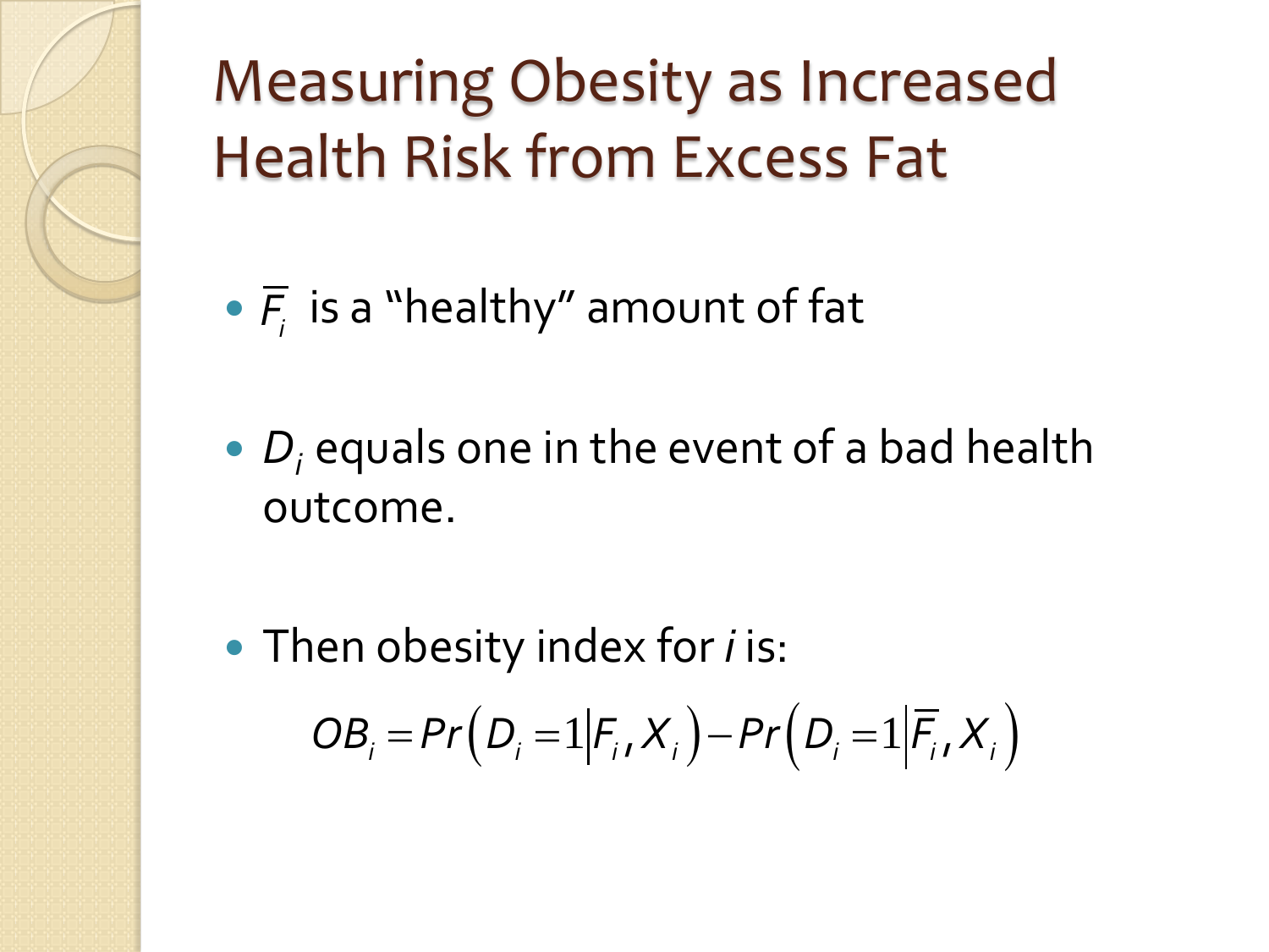# Measuring Obesity as Increased Health Risk from Excess Fat

- $\overline{F}_i$ is a "healthy" amount of fat
- $D_i$ equals one in the event of a bad health outcome.
- Then obesity index for $i$ is:

$$OB_i = Pr\left(D_i = 1 \middle| F_i, X_i\right) - Pr\left(D_i = 1 \middle| \overline{F}_i, X_i\right)$$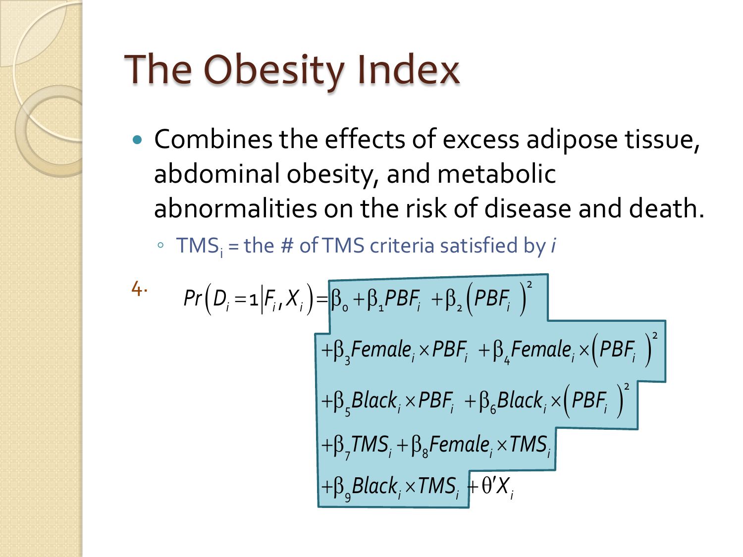# The Obesity Index

- Combines the effects of excess adipose tissue, abdominal obesity, and metabolic abnormalities on the risk of disease and death.
  - $TMS_i$ = the # of TMS criteria satisfied by *i*

4.

$$
\begin{aligned}
Pr\left(D_i = 1 \middle| F_i, X_i\right) = {} & \beta_0 + \beta_1 PBF_i + \beta_2 \left(PBF_i\right)^2 \\
& + \beta_3 Female_i \times PBF_i + \beta_4 Female_i \times \left(PBF_i\right)^2 \\
& + \beta_5 Black_i \times PBF_i + \beta_6 Black_i \times \left(PBF_i\right)^2 \\
& + \beta_7 TMS_i + \beta_8 Female_i \times TMS_i \\
& + \beta_9 Black_i \times TMS_i + \theta' X_i
\end{aligned}
$$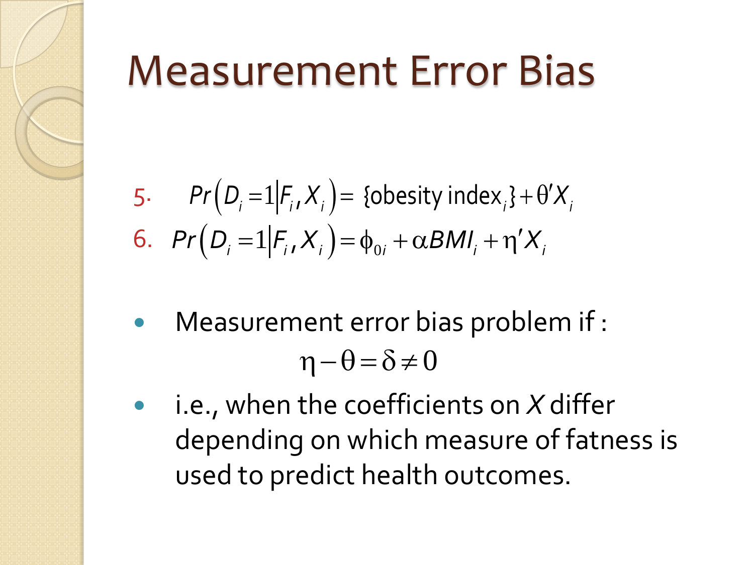# Measurement Error Bias

5. $Pr\left(D_i = 1 \middle| F_i, X_i\right) = \{\text{obesity index}_i\} + \theta' X_i$

6. $Pr\left(D_i = 1 \middle| F_i, X_i\right) = \phi_{0i} + \alpha BMI_i + \eta' X_i$

- Measurement error bias problem if :

$$\eta - \theta = \delta \neq 0$$

- i.e., when the coefficients on *X* differ depending on which measure of fatness is used to predict health outcomes.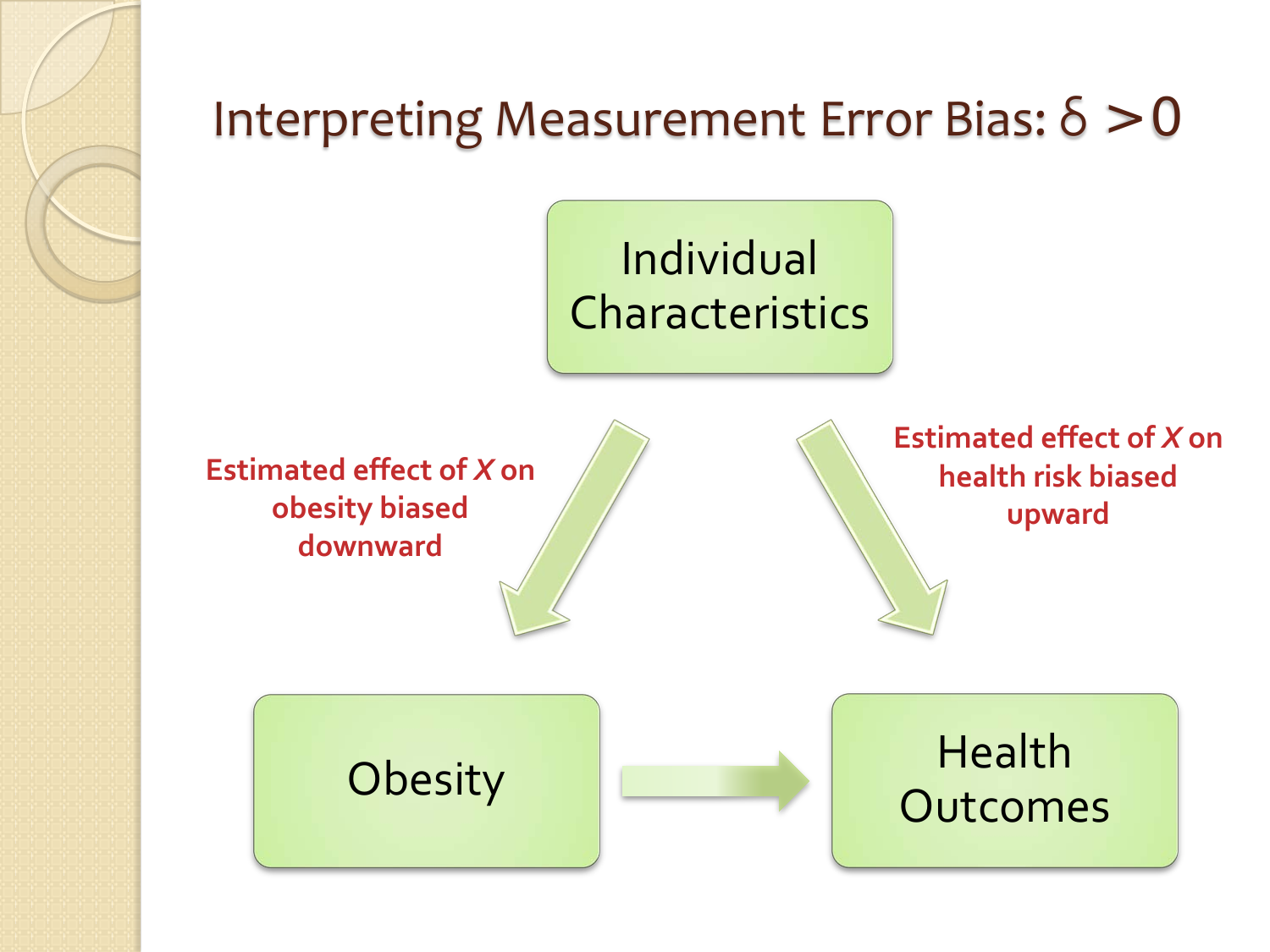# Interpreting Measurement Error Bias: $\delta > 0$

Individual Characteristics

Estimated effect of *X* on obesity biased downward

Estimated effect of *X* on health risk biased upward

Obesity

Health Outcomes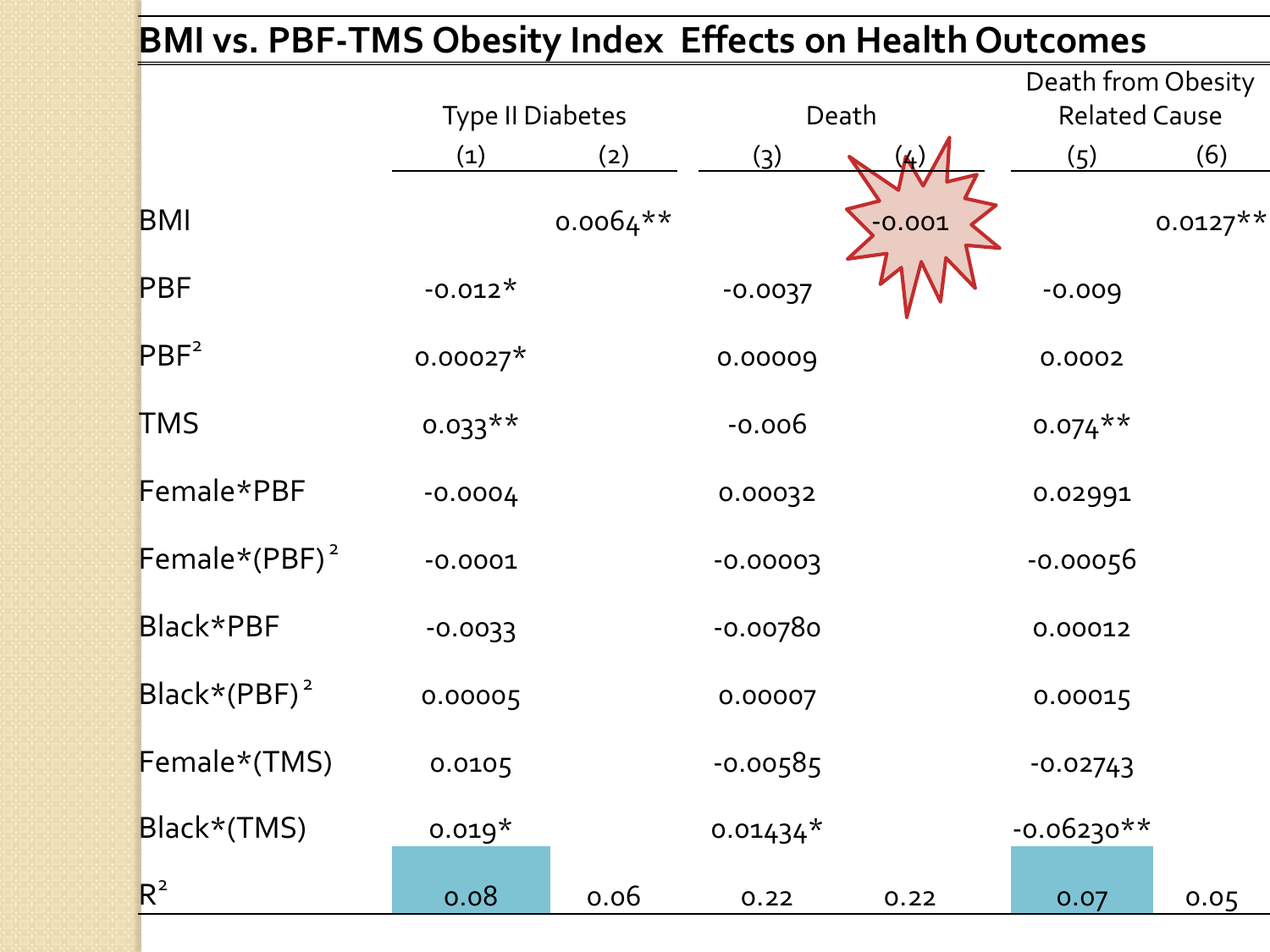# BMI vs. PBF-TMS Obesity Index Effects on Health Outcomes

| | Type II Diabetes | | Death | | Death from Obesity Related Cause | |
|---|---|---|---|---|---|---|
| | (1) | (2) | (3) | (4) | (5) | (6) |
| BMI | | 0.0064** | | -0.001 | | 0.0127** |
| PBF | -0.012* | | -0.0037 | | -0.009 | |
| $PBF^2$ | 0.00027* | | 0.00009 | | 0.0002 | |
| TMS | 0.033** | | -0.006 | | 0.074** | |
| Female*PBF | -0.0004 | | 0.00032 | | 0.02991 | |
| Female*$(PBF)^2$ | -0.0001 | | -0.00003 | | -0.00056 | |
| Black*PBF | -0.0033 | | -0.00780 | | 0.00012 | |
| Black*$(PBF)^2$ | 0.00005 | | 0.00007 | | 0.00015 | |
| Female*(TMS) | 0.0105 | | -0.00585 | | -0.02743 | |
| Black*(TMS) | 0.019* | | 0.01434* | | -0.06230** | |
| $R^2$ | 0.08 | 0.06 | 0.22 | 0.22 | 0.07 | 0.05 |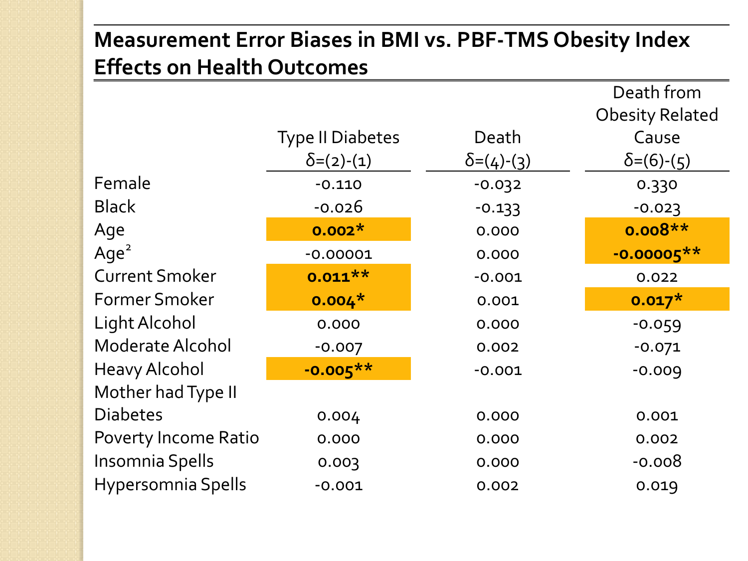## Measurement Error Biases in BMI vs. PBF-TMS Obesity Index Effects on Health Outcomes

| | Type II Diabetes $\delta$=(2)-(1) | Death $\delta$=(4)-(3) | Death from Obesity Related Cause $\delta$=(6)-(5) |
|---|---|---|---|
| Female | -0.110 | -0.032 | 0.330 |
| Black | -0.026 | -0.133 | -0.023 |
| Age | **0.002*** | 0.000 | **0.008**** |
| $Age^2$ | -0.00001 | 0.000 | **-0.00005**** |
| Current Smoker | **0.011**** | -0.001 | 0.022 |
| Former Smoker | **0.004*** | 0.001 | **0.017*** |
| Light Alcohol | 0.000 | 0.000 | -0.059 |
| Moderate Alcohol | -0.007 | 0.002 | -0.071 |
| Heavy Alcohol | **-0.005**** | -0.001 | -0.009 |
| Mother had Type II Diabetes | 0.004 | 0.000 | 0.001 |
| Poverty Income Ratio | 0.000 | 0.000 | 0.002 |
| Insomnia Spells | 0.003 | 0.000 | -0.008 |
| Hypersomnia Spells | -0.001 | 0.002 | 0.019 |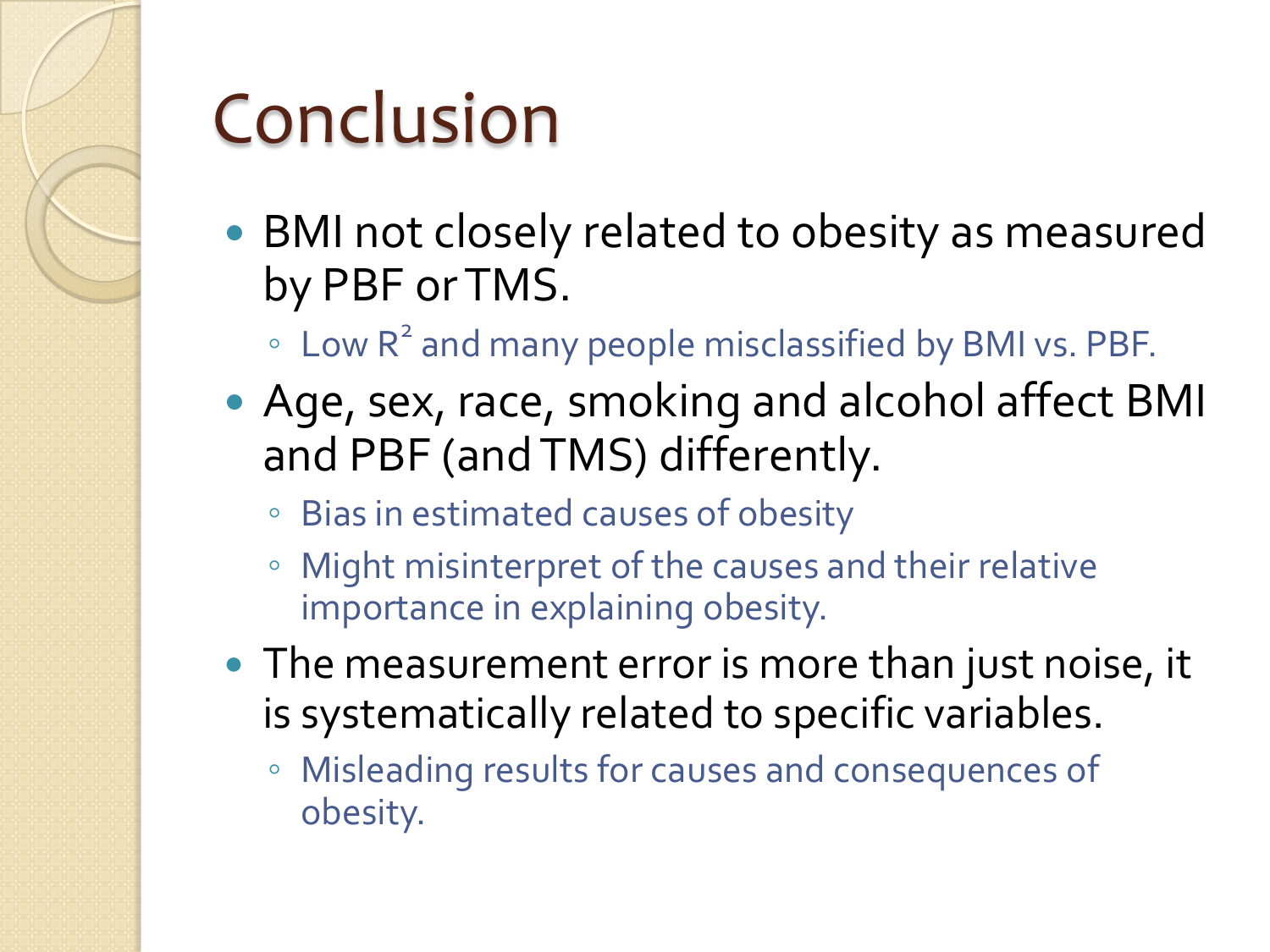# Conclusion

- BMI not closely related to obesity as measured by PBF or TMS.
  - Low $R^2$ and many people misclassified by BMI vs. PBF.
- Age, sex, race, smoking and alcohol affect BMI and PBF (and TMS) differently.
  - Bias in estimated causes of obesity
  - Might misinterpret of the causes and their relative importance in explaining obesity.
- The measurement error is more than just noise, it is systematically related to specific variables.
  - Misleading results for causes and consequences of obesity.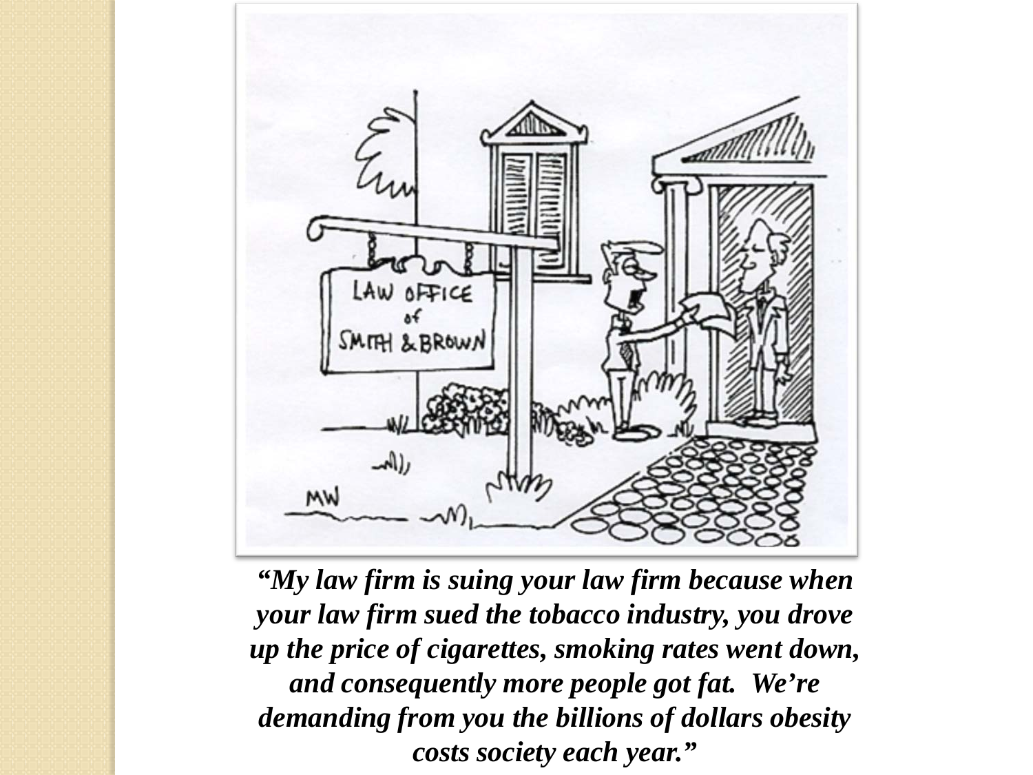*“My law firm is suing your law firm because when your law firm sued the tobacco industry, you drove up the price of cigarettes, smoking rates went down, and consequently more people got fat. We’re demanding from you the billions of dollars obesity costs society each year.”*